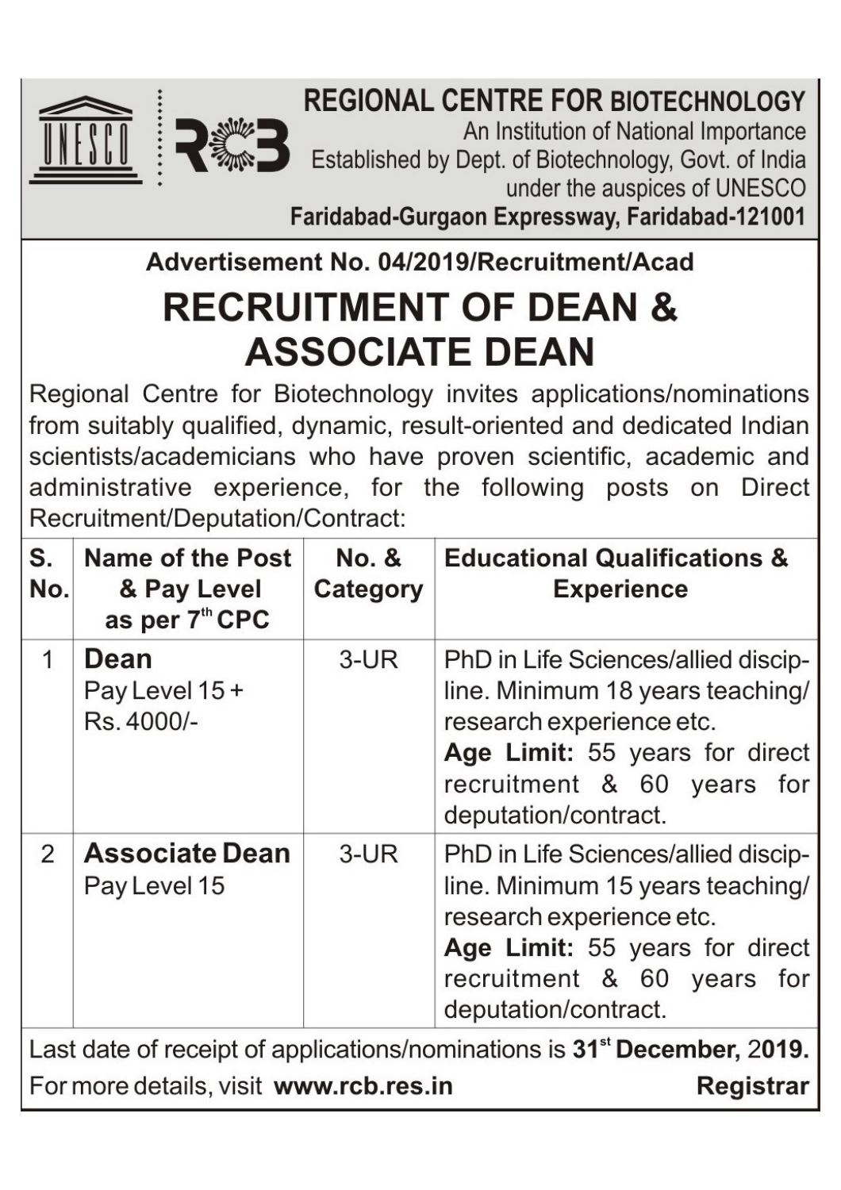# REGIONAL CENTRE FOR BIOTECHNOLOGY

An Institution of National Importance
Established by Dept. of Biotechnology, Govt. of India
under the auspices of UNESCO
**Faridabad-Gurgaon Expressway, Faridabad-121001**

**Advertisement No. 04/2019/Recruitment/Acad**

## RECRUITMENT OF DEAN & ASSOCIATE DEAN

Regional Centre for Biotechnology invites applications/nominations from suitably qualified, dynamic, result-oriented and dedicated Indian scientists/academicians who have proven scientific, academic and administrative experience, for the following posts on Direct Recruitment/Deputation/Contract:

| S. No. | Name of the Post & Pay Level as per 7th CPC | No. & Category | Educational Qualifications & Experience |
|---|---|---|---|
| 1 | **Dean** Pay Level 15 + Rs. 4000/- | 3-UR | PhD in Life Sciences/allied discipline. Minimum 18 years teaching/ research experience etc. **Age Limit:** 55 years for direct recruitment & 60 years for deputation/contract. |
| 2 | **Associate Dean** Pay Level 15 | 3-UR | PhD in Life Sciences/allied discipline. Minimum 15 years teaching/ research experience etc. **Age Limit:** 55 years for direct recruitment & 60 years for deputation/contract. |

Last date of receipt of applications/nominations is **31st December,** 2019.

For more details, visit **www.rcb.res.in**

**Registrar**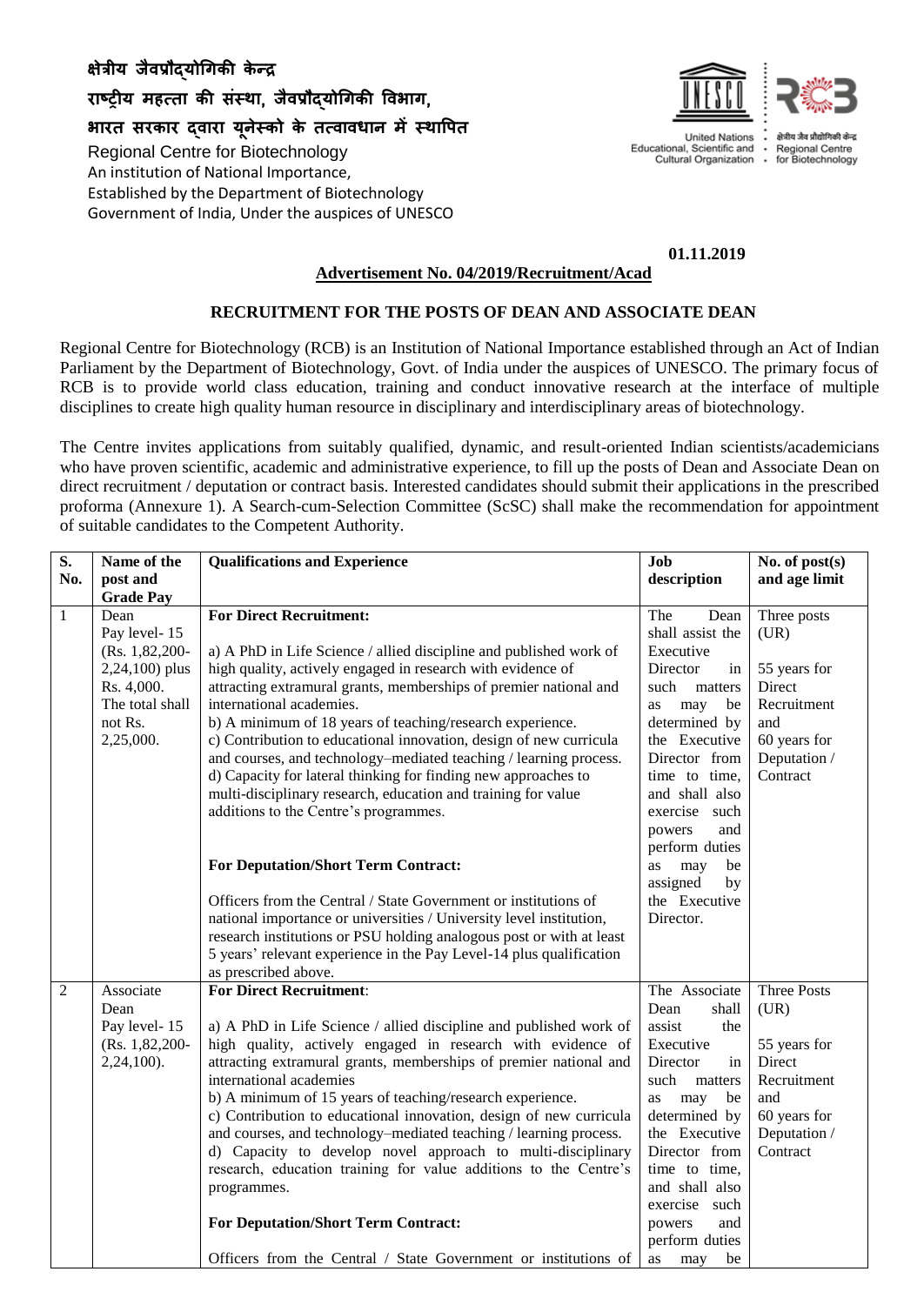क्षेत्रीय जैवप्रौद्योगिकी केन्द्र
राष्ट्रीय महत्ता की संस्था, जैवप्रौद्योगिकी विभाग,
भारत सरकार द्वारा यूनेस्को के तत्वावधान में स्थापित

Regional Centre for Biotechnology
An institution of National Importance,
Established by the Department of Biotechnology
Government of India, Under the auspices of UNESCO

**01.11.2019**

**Advertisement No. 04/2019/Recruitment/Acad**

## RECRUITMENT FOR THE POSTS OF DEAN AND ASSOCIATE DEAN

Regional Centre for Biotechnology (RCB) is an Institution of National Importance established through an Act of Indian Parliament by the Department of Biotechnology, Govt. of India under the auspices of UNESCO. The primary focus of RCB is to provide world class education, training and conduct innovative research at the interface of multiple disciplines to create high quality human resource in disciplinary and interdisciplinary areas of biotechnology.

The Centre invites applications from suitably qualified, dynamic, and result-oriented Indian scientists/academicians who have proven scientific, academic and administrative experience, to fill up the posts of Dean and Associate Dean on direct recruitment / deputation or contract basis. Interested candidates should submit their applications in the prescribed proforma (Annexure 1). A Search-cum-Selection Committee (ScSC) shall make the recommendation for appointment of suitable candidates to the Competent Authority.

| S. No. | Name of the post and Grade Pay | Qualifications and Experience | Job description | No. of post(s) and age limit |
|---|---|---|---|---|
| 1 | Dean Pay level- 15 (Rs. 1,82,200-2,24,100) plus Rs. 4,000. The total shall not Rs. 2,25,000. | **For Direct Recruitment:**<br><br>a) A PhD in Life Science / allied discipline and published work of high quality, actively engaged in research with evidence of attracting extramural grants, memberships of premier national and international academies.<br>b) A minimum of 18 years of teaching/research experience.<br>c) Contribution to educational innovation, design of new curricula and courses, and technology–mediated teaching / learning process.<br>d) Capacity for lateral thinking for finding new approaches to multi-disciplinary research, education and training for value additions to the Centre's programmes.<br><br>**For Deputation/Short Term Contract:**<br><br>Officers from the Central / State Government or institutions of national importance or universities / University level institution, research institutions or PSU holding analogous post or with at least 5 years' relevant experience in the Pay Level-14 plus qualification as prescribed above. | The Dean shall assist the Executive Director in such matters as may be determined by the Executive Director from time to time, and shall also exercise such powers and perform duties as may be assigned by the Executive Director. | Three posts (UR)<br><br>55 years for Direct Recruitment and 60 years for Deputation / Contract |
| 2 | Associate Dean Pay level- 15 (Rs. 1,82,200-2,24,100). | **For Direct Recruitment**:<br><br>a) A PhD in Life Science / allied discipline and published work of high quality, actively engaged in research with evidence of attracting extramural grants, memberships of premier national and international academies<br>b) A minimum of 15 years of teaching/research experience.<br>c) Contribution to educational innovation, design of new curricula and courses, and technology–mediated teaching / learning process.<br>d) Capacity to develop novel approach to multi-disciplinary research, education training for value additions to the Centre's programmes.<br><br>**For Deputation/Short Term Contract:**<br><br>Officers from the Central / State Government or institutions of | The Associate Dean shall assist the Executive Director in such matters as may be determined by the Executive Director from time to time, and shall also exercise such powers and perform duties as may be | Three Posts (UR)<br><br>55 years for Direct Recruitment and 60 years for Deputation / Contract |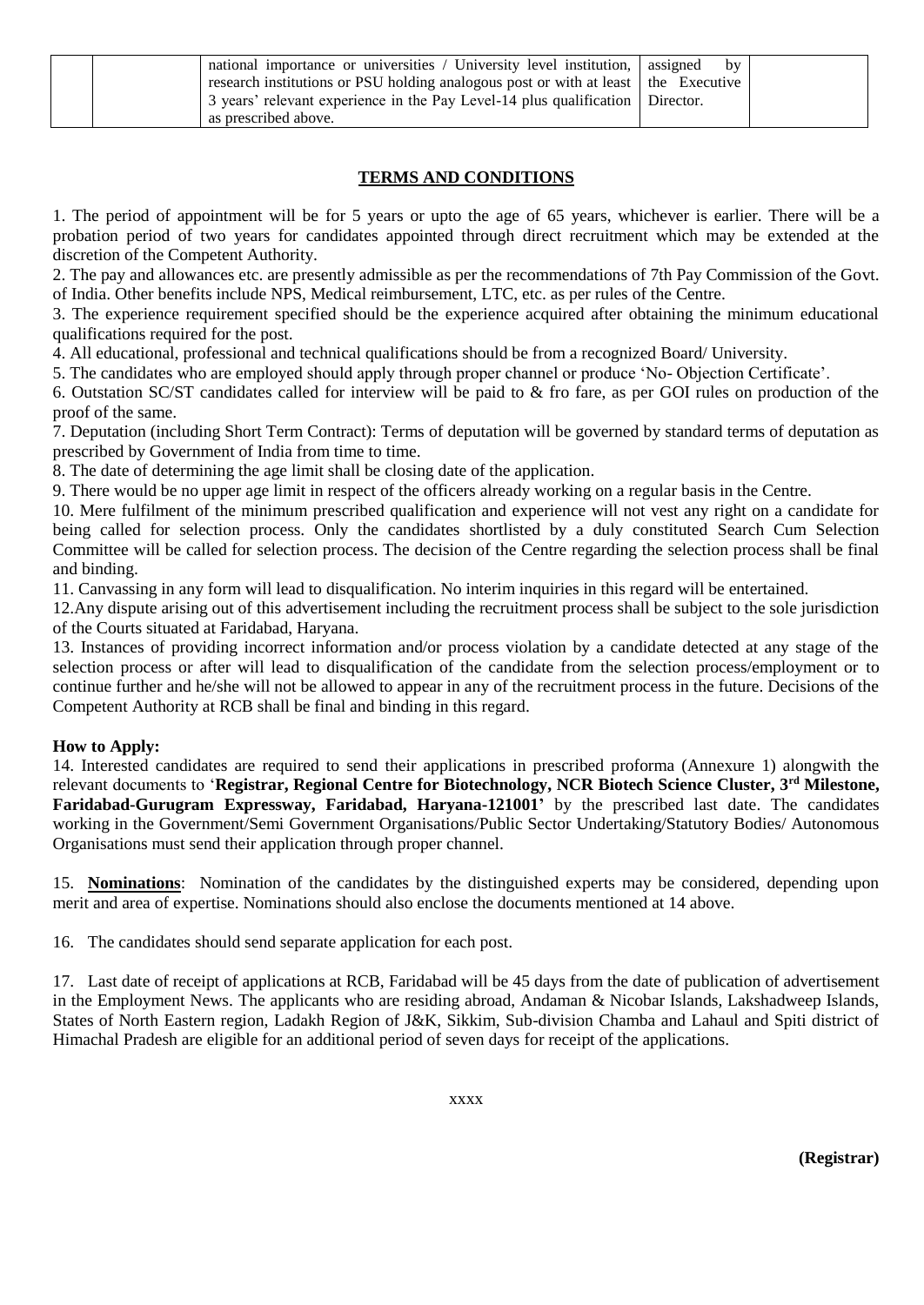| | | | | |
|---|---|---|---|---|
| | | national importance or universities / University level institution, research institutions or PSU holding analogous post or with at least 3 years' relevant experience in the Pay Level-14 plus qualification as prescribed above. | assigned by the Executive Director. | |

## TERMS AND CONDITIONS

1. The period of appointment will be for 5 years or upto the age of 65 years, whichever is earlier. There will be a probation period of two years for candidates appointed through direct recruitment which may be extended at the discretion of the Competent Authority.

2. The pay and allowances etc. are presently admissible as per the recommendations of 7th Pay Commission of the Govt. of India. Other benefits include NPS, Medical reimbursement, LTC, etc. as per rules of the Centre.

3. The experience requirement specified should be the experience acquired after obtaining the minimum educational qualifications required for the post.

4. All educational, professional and technical qualifications should be from a recognized Board/ University.

5. The candidates who are employed should apply through proper channel or produce 'No- Objection Certificate'.

6. Outstation SC/ST candidates called for interview will be paid to & fro fare, as per GOI rules on production of the proof of the same.

7. Deputation (including Short Term Contract): Terms of deputation will be governed by standard terms of deputation as prescribed by Government of India from time to time.

8. The date of determining the age limit shall be closing date of the application.

9. There would be no upper age limit in respect of the officers already working on a regular basis in the Centre.

10. Mere fulfilment of the minimum prescribed qualification and experience will not vest any right on a candidate for being called for selection process. Only the candidates shortlisted by a duly constituted Search Cum Selection Committee will be called for selection process. The decision of the Centre regarding the selection process shall be final and binding.

11. Canvassing in any form will lead to disqualification. No interim inquiries in this regard will be entertained.

12.Any dispute arising out of this advertisement including the recruitment process shall be subject to the sole jurisdiction of the Courts situated at Faridabad, Haryana.

13. Instances of providing incorrect information and/or process violation by a candidate detected at any stage of the selection process or after will lead to disqualification of the candidate from the selection process/employment or to continue further and he/she will not be allowed to appear in any of the recruitment process in the future. Decisions of the Competent Authority at RCB shall be final and binding in this regard.

**How to Apply:**

14. Interested candidates are required to send their applications in prescribed proforma (Annexure 1) alongwith the relevant documents to '**Registrar, Regional Centre for Biotechnology, NCR Biotech Science Cluster, 3rd Milestone, Faridabad-Gurugram Expressway, Faridabad, Haryana-121001**' by the prescribed last date. The candidates working in the Government/Semi Government Organisations/Public Sector Undertaking/Statutory Bodies/ Autonomous Organisations must send their application through proper channel.

15. **Nominations**: Nomination of the candidates by the distinguished experts may be considered, depending upon merit and area of expertise. Nominations should also enclose the documents mentioned at 14 above.

16. The candidates should send separate application for each post.

17. Last date of receipt of applications at RCB, Faridabad will be 45 days from the date of publication of advertisement in the Employment News. The applicants who are residing abroad, Andaman & Nicobar Islands, Lakshadweep Islands, States of North Eastern region, Ladakh Region of J&K, Sikkim, Sub-division Chamba and Lahaul and Spiti district of Himachal Pradesh are eligible for an additional period of seven days for receipt of the applications.

xxxx

**(Registrar)**